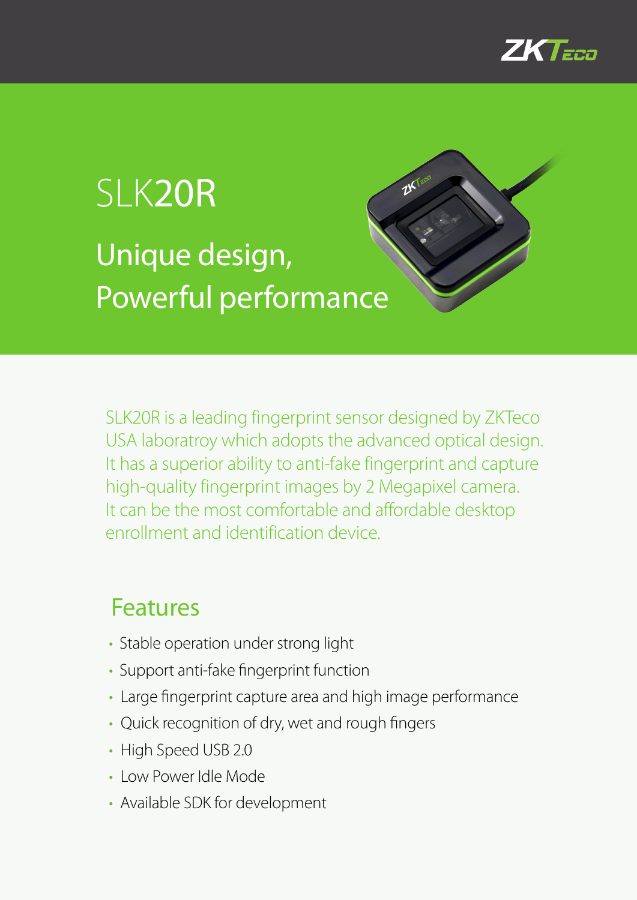# SLK20R

## Unique design, Powerful performance

SLK20R is a leading fingerprint sensor designed by ZKTeco USA laboratroy which adopts the advanced optical design. It has a superior ability to anti-fake fingerprint and capture high-quality fingerprint images by 2 Megapixel camera. It can be the most comfortable and affordable desktop enrollment and identification device.

## Features

- Stable operation under strong light
- Support anti-fake fingerprint function
- Large fingerprint capture area and high image performance
- Quick recognition of dry, wet and rough fingers
- High Speed USB 2.0
- Low Power Idle Mode
- Available SDK for development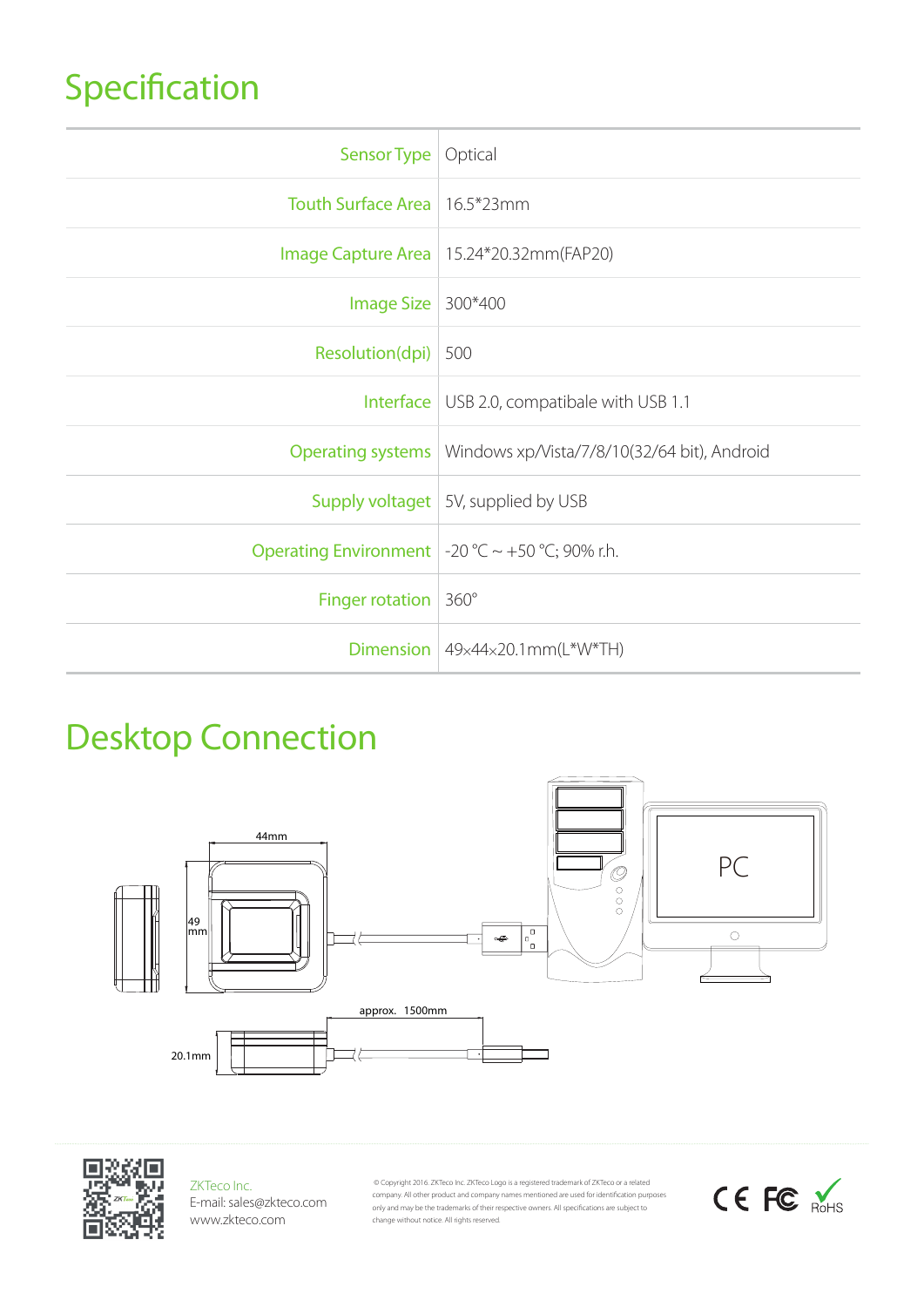# Specification

| | |
|---|---|
| Sensor Type | Optical |
| Touth Surface Area | 16.5*23mm |
| Image Capture Area | 15.24*20.32mm(FAP20) |
| Image Size | 300*400 |
| Resolution(dpi) | 500 |
| Interface | USB 2.0, compatibale with USB 1.1 |
| Operating systems | Windows xp/Vista/7/8/10(32/64 bit), Android |
| Supply voltaget | 5V, supplied by USB |
| Operating Environment | -20 °C ~ +50 °C; 90% r.h. |
| Finger rotation | 360° |
| Dimension | 49×44×20.1mm(L*W*TH) |

# Desktop Connection

44mm

49 mm

PC

approx. 1500mm

20.1mm

ZKTeco Inc.
E-mail: sales@zkteco.com
www.zkteco.com

© Copyright 2016. ZKTeco Inc. ZKTeco Logo is a registered trademark of ZKTeco or a related company. All other product and company names mentioned are used for identification purposes only and may be the trademarks of their respective owners. All specifications are subject to change without notice. All rights reserved.

CE FC RoHS